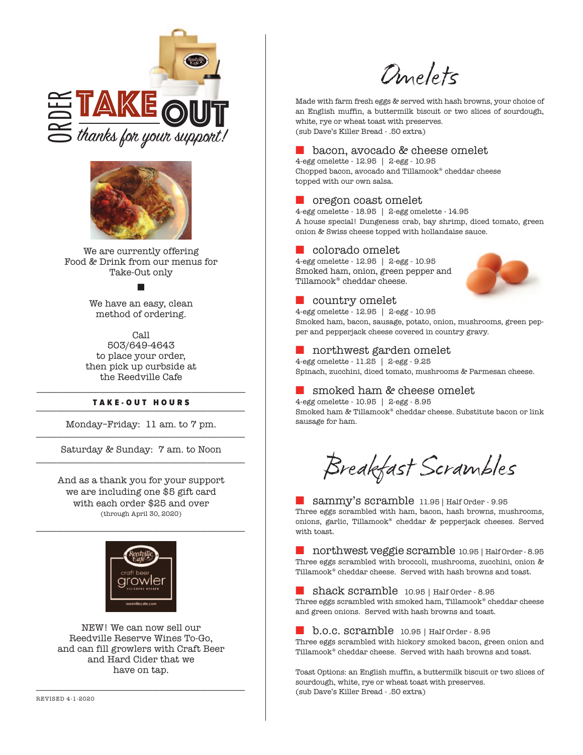# ORDER TAKE OUT

*thanks for your support!*

We are currently offering Food & Drink from our menus for Take-Out only

■

We have an easy, clean method of ordering.

Call
503/649-4643
to place your order,
then pick up curbside at
the Reedville Cafe

**TAKE-OUT HOURS**

Monday–Friday: 11 am. to 7 pm.

Saturday & Sunday: 7 am. to Noon

And as a thank you for your support we are including one $5 gift card with each order $25 and over
(through April 30, 2020)

NEW! We can now sell our Reedville Reserve Wines To-Go, and can fill growlers with Craft Beer and Hard Cider that we have on tap.

REVISED 4-1-2020

# Omelets

Made with farm fresh eggs & served with hash browns, your choice of an English muffin, a buttermilk biscuit or two slices of sourdough, white, rye or wheat toast with preserves.
(sub Dave's Killer Bread - .50 extra)

### bacon, avocado & cheese omelet
4-egg omelette - 12.95 | 2-egg - 10.95
Chopped bacon, avocado and Tillamook® cheddar cheese topped with our own salsa.

### oregon coast omelet
4-egg omelette - 18.95 | 2-egg omelette - 14.95
A house special! Dungeness crab, bay shrimp, diced tomato, green onion & Swiss cheese topped with hollandaise sauce.

### colorado omelet
4-egg omelette - 12.95 | 2-egg - 10.95
Smoked ham, onion, green pepper and Tillamook® cheddar cheese.

### country omelet
4-egg omelette - 12.95 | 2-egg - 10.95
Smoked ham, bacon, sausage, potato, onion, mushrooms, green pepper and pepperjack cheese covered in country gravy.

### northwest garden omelet
4-egg omelette - 11.25 | 2-egg - 9.25
Spinach, zucchini, diced tomato, mushrooms & Parmesan cheese.

### smoked ham & cheese omelet
4-egg omelette - 10.95 | 2-egg - 8.95
Smoked ham & Tillamook® cheddar cheese. Substitute bacon or link sausage for ham.

# Breakfast Scrambles

### sammy's scramble 11.95 | Half Order - 9.95
Three eggs scrambled with ham, bacon, hash browns, mushrooms, onions, garlic, Tillamook® cheddar & pepperjack cheeses. Served with toast.

### northwest veggie scramble 10.95 | Half Order - 8.95
Three eggs scrambled with broccoli, mushrooms, zucchini, onion & Tillamook® cheddar cheese. Served with hash browns and toast.

### shack scramble 10.95 | Half Order - 8.95
Three eggs scrambled with smoked ham, Tillamook® cheddar cheese and green onions. Served with hash browns and toast.

### b.o.c. scramble 10.95 | Half Order - 8.95
Three eggs scrambled with hickory smoked bacon, green onion and Tillamook® cheddar cheese. Served with hash browns and toast.

Toast Options: an English muffin, a buttermilk biscuit or two slices of sourdough, white, rye or wheat toast with preserves.
(sub Dave's Killer Bread - .50 extra)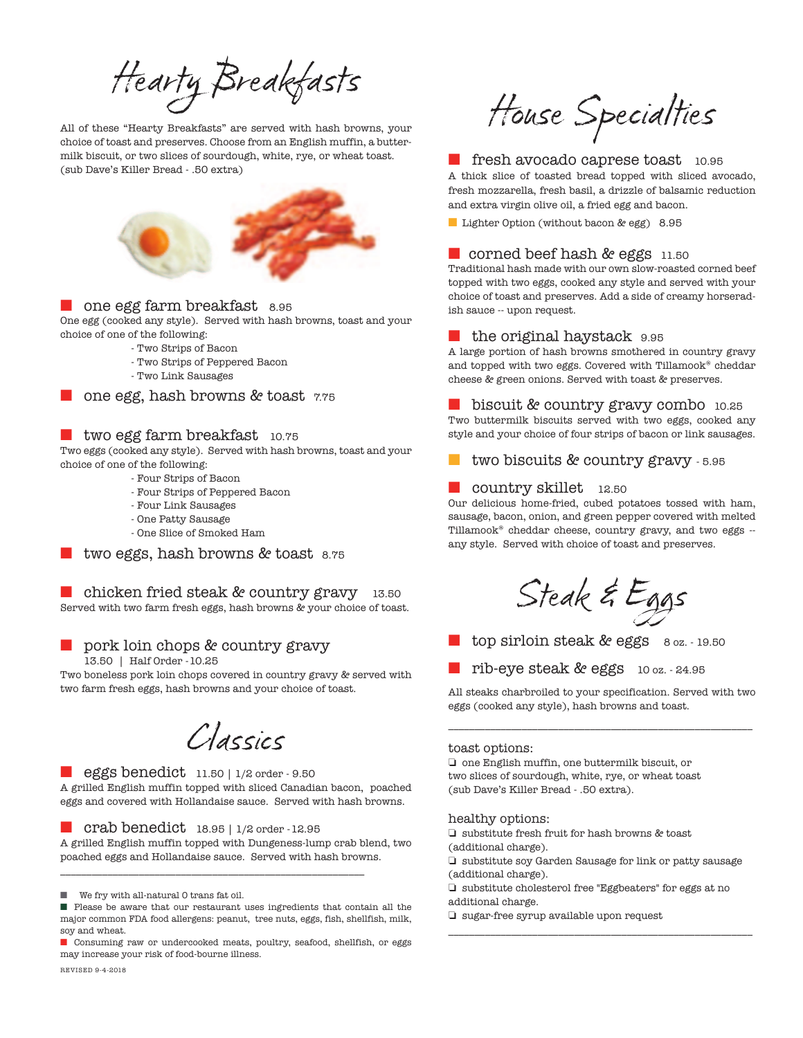# Hearty Breakfasts

All of these "Hearty Breakfasts" are served with hash browns, your choice of toast and preserves. Choose from an English muffin, a buttermilk biscuit, or two slices of sourdough, white, rye, or wheat toast. (sub Dave's Killer Bread - .50 extra)

### one egg farm breakfast 8.95

One egg (cooked any style). Served with hash browns, toast and your choice of one of the following:

- Two Strips of Bacon
- Two Strips of Peppered Bacon
- Two Link Sausages

### one egg, hash browns & toast 7.75

### two egg farm breakfast 10.75

Two eggs (cooked any style). Served with hash browns, toast and your choice of one of the following:

- Four Strips of Bacon
- Four Strips of Peppered Bacon
- Four Link Sausages
- One Patty Sausage
- One Slice of Smoked Ham

### two eggs, hash browns & toast 8.75

### chicken fried steak & country gravy 13.50

Served with two farm fresh eggs, hash browns & your choice of toast.

### pork loin chops & country gravy

13.50 | Half Order - 10.25

Two boneless pork loin chops covered in country gravy & served with two farm fresh eggs, hash browns and your choice of toast.

# Classics

### eggs benedict 11.50 | 1/2 order - 9.50

A grilled English muffin topped with sliced Canadian bacon, poached eggs and covered with Hollandaise sauce. Served with hash browns.

### crab benedict 18.95 | 1/2 order - 12.95

A grilled English muffin topped with Dungeness-lump crab blend, two poached eggs and Hollandaise sauce. Served with hash browns.

---

- We fry with all-natural 0 trans fat oil.
- Please be aware that our restaurant uses ingredients that contain all the major common FDA food allergens: peanut, tree nuts, eggs, fish, shellfish, milk, soy and wheat.
- Consuming raw or undercooked meats, poultry, seafood, shellfish, or eggs may increase your risk of food-bourne illness.

REVISED 9-4-2018

# House Specialties

### fresh avocado caprese toast 10.95

A thick slice of toasted bread topped with sliced avocado, fresh mozzarella, fresh basil, a drizzle of balsamic reduction and extra virgin olive oil, a fried egg and bacon.

Lighter Option (without bacon & egg) 8.95

### corned beef hash & eggs 11.50

Traditional hash made with our own slow-roasted corned beef topped with two eggs, cooked any style and served with your choice of toast and preserves. Add a side of creamy horseradish sauce -- upon request.

### the original haystack 9.95

A large portion of hash browns smothered in country gravy and topped with two eggs. Covered with Tillamook® cheddar cheese & green onions. Served with toast & preserves.

### biscuit & country gravy combo 10.25

Two buttermilk biscuits served with two eggs, cooked any style and your choice of four strips of bacon or link sausages.

### two biscuits & country gravy - 5.95

### country skillet 12.50

Our delicious home-fried, cubed potatoes tossed with ham, sausage, bacon, onion, and green pepper covered with melted Tillamook® cheddar cheese, country gravy, and two eggs -- any style. Served with choice of toast and preserves.

# Steak & Eggs

### top sirloin steak & eggs 8 oz. - 19.50

### rib-eye steak & eggs 10 oz. - 24.95

All steaks charbroiled to your specification. Served with two eggs (cooked any style), hash browns and toast.

---

toast options:

- one English muffin, one buttermilk biscuit, or two slices of sourdough, white, rye, or wheat toast (sub Dave's Killer Bread - .50 extra).

healthy options:

- substitute fresh fruit for hash browns & toast (additional charge).
- substitute soy Garden Sausage for link or patty sausage (additional charge).
- substitute cholesterol free "Eggbeaters" for eggs at no additional charge.
- sugar-free syrup available upon request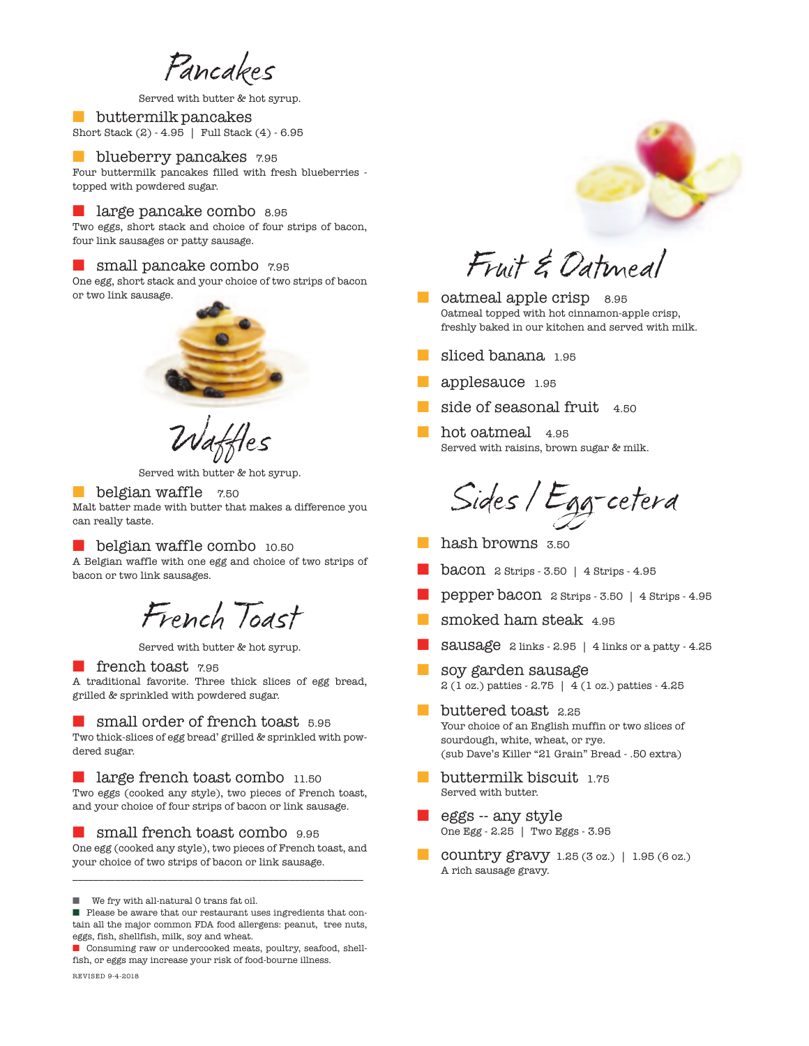# Pancakes

Served with butter & hot syrup.

**buttermilk pancakes**
Short Stack (2) - 4.95 | Full Stack (4) - 6.95

**blueberry pancakes** 7.95
Four buttermilk pancakes filled with fresh blueberries - topped with powdered sugar.

**large pancake combo** 8.95
Two eggs, short stack and choice of four strips of bacon, four link sausages or patty sausage.

**small pancake combo** 7.95
One egg, short stack and your choice of two strips of bacon or two link sausage.

# Waffles

Served with butter & hot syrup.

**belgian waffle** 7.50
Malt batter made with butter that makes a difference you can really taste.

**belgian waffle combo** 10.50
A Belgian waffle with one egg and choice of two strips of bacon or two link sausages.

# French Toast

Served with butter & hot syrup.

**french toast** 7.95
A traditional favorite. Three thick slices of egg bread, grilled & sprinkled with powdered sugar.

**small order of french toast** 5.95
Two thick-slices of egg bread' grilled & sprinkled with powdered sugar.

**large french toast combo** 11.50
Two eggs (cooked any style), two pieces of French toast, and your choice of four strips of bacon or link sausage.

**small french toast combo** 9.95
One egg (cooked any style), two pieces of French toast, and your choice of two strips of bacon or link sausage.

---

- We fry with all-natural 0 trans fat oil.
- Please be aware that our restaurant uses ingredients that contain all the major common FDA food allergens: peanut, tree nuts, eggs, fish, shellfish, milk, soy and wheat.
- Consuming raw or undercooked meats, poultry, seafood, shellfish, or eggs may increase your risk of food-bourne illness.

REVISED 9-4-2018

# Fruit & Oatmeal

**oatmeal apple crisp** 8.95
Oatmeal topped with hot cinnamon-apple crisp, freshly baked in our kitchen and served with milk.

**sliced banana** 1.95

**applesauce** 1.95

**side of seasonal fruit** 4.50

**hot oatmeal** 4.95
Served with raisins, brown sugar & milk.

# Sides / Egg-cetera

**hash browns** 3.50

**bacon** 2 Strips - 3.50 | 4 Strips - 4.95

**pepper bacon** 2 Strips - 3.50 | 4 Strips - 4.95

**smoked ham steak** 4.95

**sausage** 2 links - 2.95 | 4 links or a patty - 4.25

**soy garden sausage**
2 (1 oz.) patties - 2.75 | 4 (1 oz.) patties - 4.25

**buttered toast** 2.25
Your choice of an English muffin or two slices of sourdough, white, wheat, or rye.
(sub Dave's Killer "21 Grain" Bread - .50 extra)

**buttermilk biscuit** 1.75
Served with butter.

**eggs -- any style**
One Egg - 2.25 | Two Eggs - 3.95

**country gravy** 1.25 (3 oz.) | 1.95 (6 oz.)
A rich sausage gravy.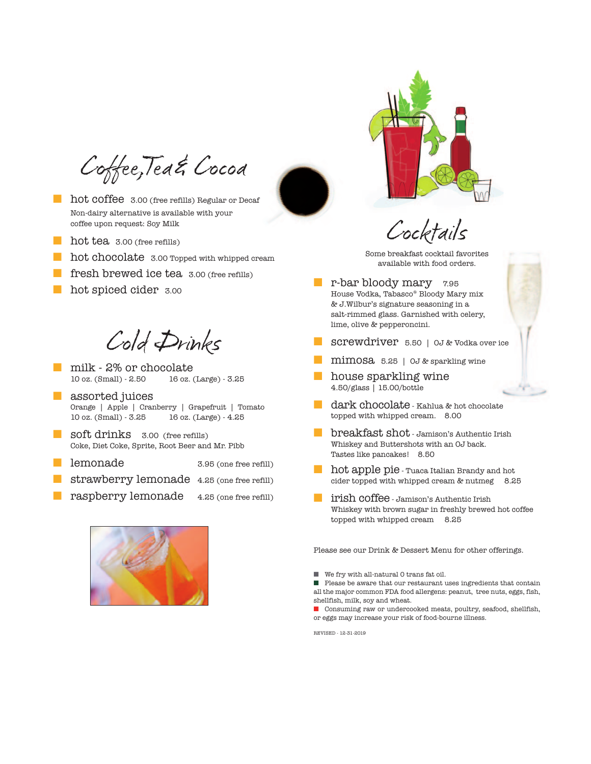## Coffee, Tea & Cocoa

- **hot coffee** 3.00 (free refills) Regular or Decaf
  Non-dairy alternative is available with your coffee upon request: Soy Milk
- **hot tea** 3.00 (free refills)
- **hot chocolate** 3.00 Topped with whipped cream
- **fresh brewed ice tea** 3.00 (free refills)
- **hot spiced cider** 3.00

## Cold Drinks

- **milk - 2% or chocolate**
  10 oz. (Small) - 2.50 16 oz. (Large) - 3.25
- **assorted juices**
  Orange | Apple | Cranberry | Grapefruit | Tomato
  10 oz. (Small) - 3.25 16 oz. (Large) - 4.25
- **soft drinks** 3.00 (free refills)
  Coke, Diet Coke, Sprite, Root Beer and Mr. Pibb
- **lemonade** 3.95 (one free refill)
- **strawberry lemonade** 4.25 (one free refill)
- **raspberry lemonade** 4.25 (one free refill)

## Cocktails

Some breakfast cocktail favorites available with food orders.

- **r-bar bloody mary** 7.95
  House Vodka, Tabasco® Bloody Mary mix & J.Wilbur's signature seasoning in a salt-rimmed glass. Garnished with celery, lime, olive & pepperoncini.
- **screwdriver** 5.50 | OJ & Vodka over ice
- **mimosa** 5.25 | OJ & sparkling wine
- **house sparkling wine**
  4.50/glass | 15.00/bottle
- **dark chocolate** - Kahlua & hot chocolate topped with whipped cream. 8.00
- **breakfast shot** - Jamison's Authentic Irish Whiskey and Buttershots with an OJ back. Tastes like pancakes! 8.50
- **hot apple pie** - Tuaca Italian Brandy and hot cider topped with whipped cream & nutmeg 8.25
- **irish coffee** - Jamison's Authentic Irish Whiskey with brown sugar in freshly brewed hot coffee topped with whipped cream 8.25

Please see our Drink & Dessert Menu for other offerings.

- We fry with all-natural 0 trans fat oil.
- Please be aware that our restaurant uses ingredients that contain all the major common FDA food allergens: peanut, tree nuts, eggs, fish, shellfish, milk, soy and wheat.
- Consuming raw or undercooked meats, poultry, seafood, shellfish, or eggs may increase your risk of food-bourne illness.

REVISED - 12-31-2019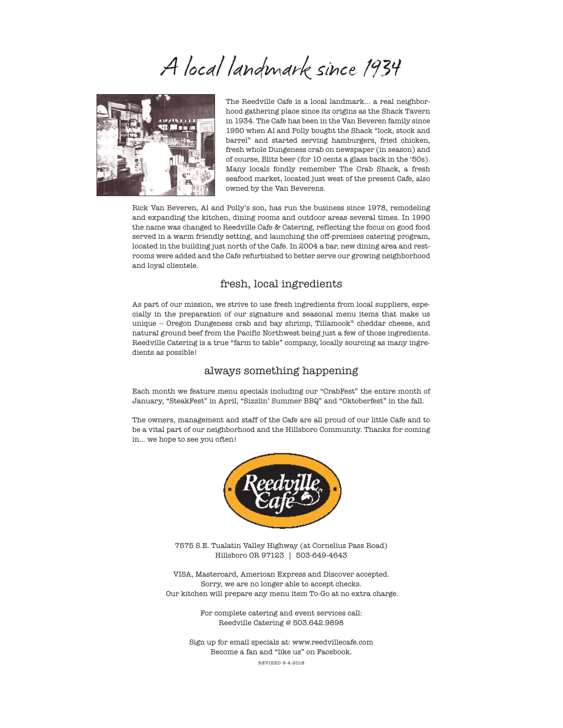# A local landmark since 1934

The Reedville Cafe is a local landmark... a real neighborhood gathering place since its origins as the Shack Tavern in 1934. The Cafe has been in the Van Beveren family since 1950 when Al and Polly bought the Shack "lock, stock and barrel" and started serving hamburgers, fried chicken, fresh whole Dungeness crab on newspaper (in season) and of course, Blitz beer (for 10 cents a glass back in the '50s). Many locals fondly remember The Crab Shack, a fresh seafood market, located just west of the present Cafe, also owned by the Van Beverens.

Rick Van Beveren, Al and Polly's son, has run the business since 1978, remodeling and expanding the kitchen, dining rooms and outdoor areas several times. In 1990 the name was changed to Reedville Cafe & Catering, reflecting the focus on good food served in a warm friendly setting, and launching the off-premises catering program, located in the building just north of the Cafe. In 2004 a bar, new dining area and restrooms were added and the Cafe refurbished to better serve our growing neighborhood and loyal clientele.

## fresh, local ingredients

As part of our mission, we strive to use fresh ingredients from local suppliers, especially in the preparation of our signature and seasonal menu items that make us unique -- Oregon Dungeness crab and bay shrimp, Tillamook® cheddar cheese, and natural ground beef from the Pacific Northwest being just a few of those ingredients. Reedville Catering is a true "farm to table" company, locally sourcing as many ingredients as possible!

## always something happening

Each month we feature menu specials including our "CrabFest" the entire month of January, "SteakFest" in April, "Sizzlin' Summer BBQ" and "Oktoberfest" in the fall.

The owners, management and staff of the Cafe are all proud of our little Cafe and to be a vital part of our neighborhood and the Hillsboro Community. Thanks for coming in... we hope to see you often!

Reedville Cafe

7575 S.E. Tualatin Valley Highway (at Cornelius Pass Road)
Hillsboro OR 97123 | 503-649-4643

VISA, Mastercard, American Express and Discover accepted.
Sorry, we are no longer able to accept checks.
Our kitchen will prepare any menu item To-Go at no extra charge.

For complete catering and event services call:
Reedville Catering @ 503.642.9898

Sign up for email specials at: www.reedvillecafe.com
Become a fan and "like us" on Facebook.

REVISED 9-4-2018